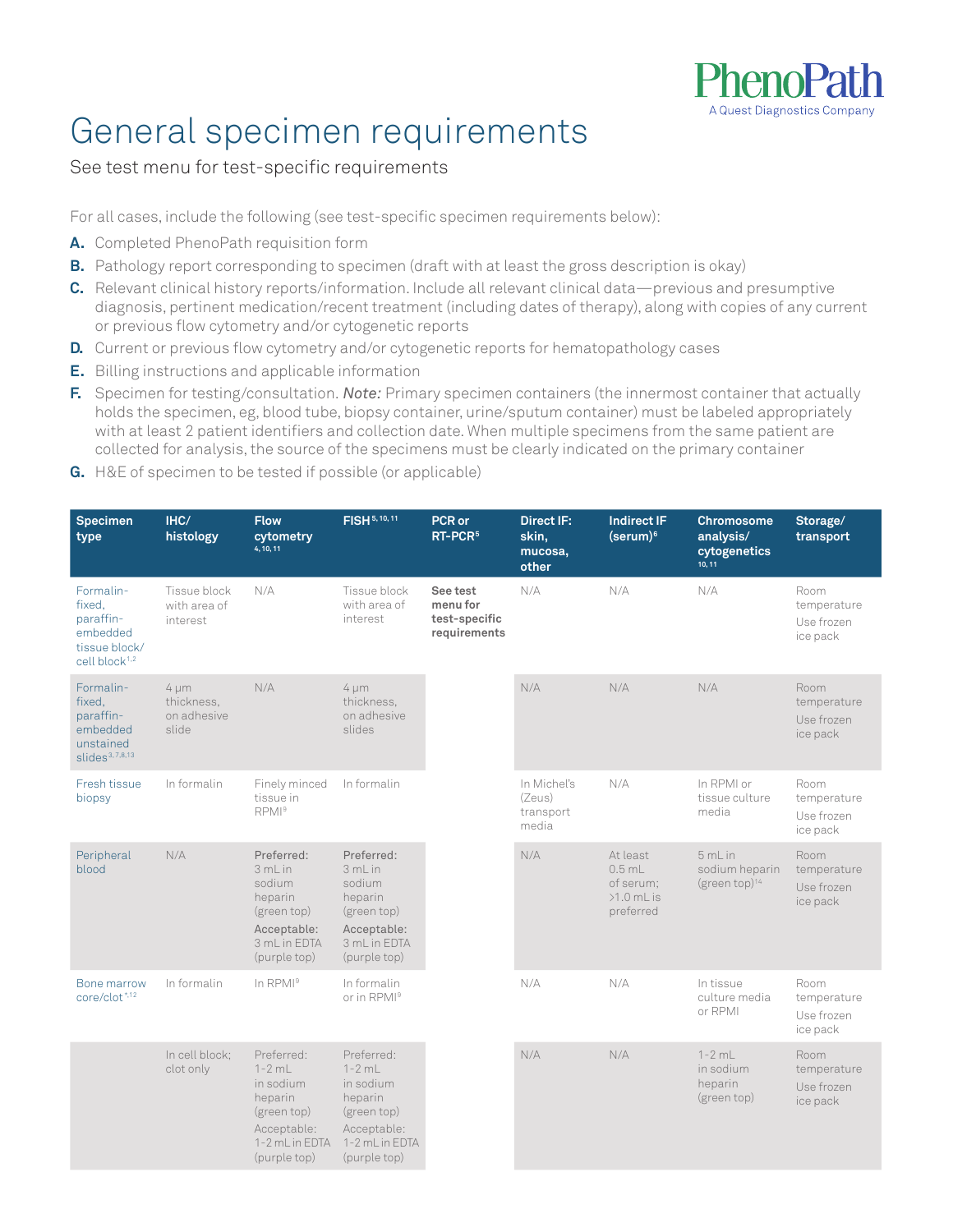# General specimen requirements

See test menu for test-specific requirements

For all cases, include the following (see test-specific specimen requirements below):

**A.** Completed PhenoPath requisition form

**B.** Pathology report corresponding to specimen (draft with at least the gross description is okay)

**C.** Relevant clinical history reports/information. Include all relevant clinical data—previous and presumptive diagnosis, pertinent medication/recent treatment (including dates of therapy), along with copies of any current or previous flow cytometry and/or cytogenetic reports

**D.** Current or previous flow cytometry and/or cytogenetic reports for hematopathology cases

**E.** Billing instructions and applicable information

**F.** Specimen for testing/consultation. ***Note:*** Primary specimen containers (the innermost container that actually holds the specimen, eg, blood tube, biopsy container, urine/sputum container) must be labeled appropriately with at least 2 patient identifiers and collection date. When multiple specimens from the same patient are collected for analysis, the source of the specimens must be clearly indicated on the primary container

**G.** H&E of specimen to be tested if possible (or applicable)

| Specimen type | IHC/ histology | Flow cytometry [4,10,11] | FISH [5,10,11] | PCR or RT-PCR [5] | Direct IF: skin, mucosa, other | Indirect IF (serum) [6] | Chromosome analysis/ cytogenetics [10,11] | Storage/ transport |
|---|---|---|---|---|---|---|---|---|
| Formalin-fixed, paraffin-embedded tissue block/ cell block [1,2] | Tissue block with area of interest | N/A | Tissue block with area of interest | **See test menu for test-specific requirements** | N/A | N/A | N/A | Room temperature<br>Use frozen ice pack |
| Formalin-fixed, paraffin-embedded unstained slides [3,7,8,13] | 4 µm thickness, on adhesive slide | N/A | 4 µm thickness, on adhesive slides | | N/A | N/A | N/A | Room temperature<br>Use frozen ice pack |
| Fresh tissue biopsy | In formalin | Finely minced tissue in RPMI [9] | In formalin | | In Michel's (Zeus) transport media | N/A | In RPMI or tissue culture media | Room temperature<br>Use frozen ice pack |
| Peripheral blood | N/A | Preferred: 3 mL in sodium heparin (green top)<br>Acceptable: 3 mL in EDTA (purple top) | Preferred: 3 mL in sodium heparin (green top)<br>Acceptable: 3 mL in EDTA (purple top) | | N/A | At least 0.5 mL of serum; >1.0 mL is preferred | 5 mL in sodium heparin (green top) [14] | Room temperature<br>Use frozen ice pack |
| Bone marrow core/clot [*,12] | In formalin | In RPMI [9] | In formalin or in RPMI [9] | | N/A | N/A | In tissue culture media or RPMI | Room temperature<br>Use frozen ice pack |
| | In cell block; clot only | Preferred: 1-2 mL in sodium heparin (green top)<br>Acceptable: 1-2 mL in EDTA (purple top) | Preferred: 1-2 mL in sodium heparin (green top)<br>Acceptable: 1-2 mL in EDTA (purple top) | | N/A | N/A | 1-2 mL in sodium heparin (green top) | Room temperature<br>Use frozen ice pack |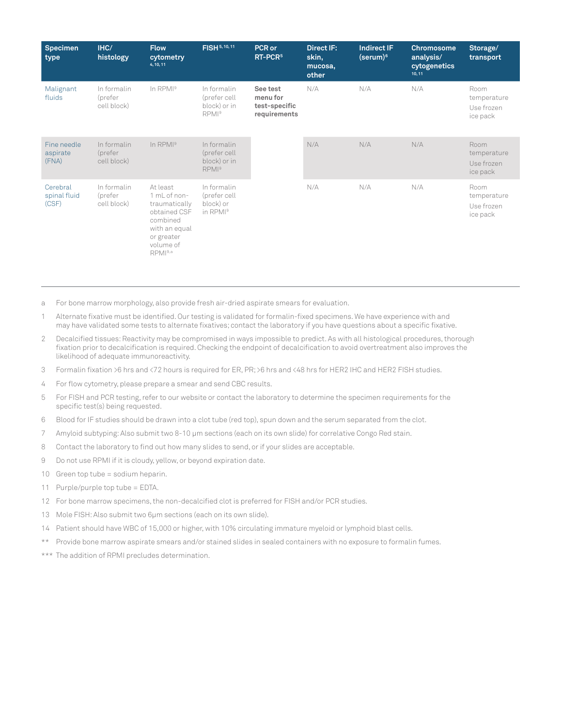| Specimen type | IHC/ histology | Flow cytometry [4, 10, 11] | FISH [5, 10, 11] | PCR or RT-PCR [5] | Direct IF: skin, mucosa, other | Indirect IF (serum) [6] | Chromosome analysis/ cytogenetics [10, 11] | Storage/ transport |
|---|---|---|---|---|---|---|---|---|
| Malignant fluids | In formalin (prefer cell block) | In RPMI [9] | In formalin (prefer cell block) or in RPMI [9] | **See test menu for test-specific requirements** | N/A | N/A | N/A | Room temperature<br>Use frozen ice pack |
| Fine needle aspirate (FNA) | In formalin (prefer cell block) | In RPMI [9] | In formalin (prefer cell block) or in RPMI [9] | | N/A | N/A | N/A | Room temperature<br>Use frozen ice pack |
| Cerebral spinal fluid (CSF) | In formalin (prefer cell block) | At least 1 mL of non-traumatically obtained CSF combined with an equal or greater volume of RPMI [9,a] | In formalin (prefer cell block) or in RPMI [9] | | N/A | N/A | N/A | Room temperature<br>Use frozen ice pack |

a For bone marrow morphology, also provide fresh air-dried aspirate smears for evaluation.

1 Alternate fixative must be identified. Our testing is validated for formalin-fixed specimens. We have experience with and may have validated some tests to alternate fixatives; contact the laboratory if you have questions about a specific fixative.

2 Decalcified tissues: Reactivity may be compromised in ways impossible to predict. As with all histological procedures, thorough fixation prior to decalcification is required. Checking the endpoint of decalcification to avoid overtreatment also improves the likelihood of adequate immunoreactivity.

3 Formalin fixation >6 hrs and <72 hours is required for ER, PR; >6 hrs and <48 hrs for HER2 IHC and HER2 FISH studies.

4 For flow cytometry, please prepare a smear and send CBC results.

5 For FISH and PCR testing, refer to our website or contact the laboratory to determine the specimen requirements for the specific test(s) being requested.

6 Blood for IF studies should be drawn into a clot tube (red top), spun down and the serum separated from the clot.

7 Amyloid subtyping: Also submit two 8-10 µm sections (each on its own slide) for correlative Congo Red stain.

8 Contact the laboratory to find out how many slides to send, or if your slides are acceptable.

9 Do not use RPMI if it is cloudy, yellow, or beyond expiration date.

10 Green top tube = sodium heparin.

11 Purple/purple top tube = EDTA.

12 For bone marrow specimens, the non-decalcified clot is preferred for FISH and/or PCR studies.

13 Mole FISH: Also submit two 6µm sections (each on its own slide).

14 Patient should have WBC of 15,000 or higher, with 10% circulating immature myeloid or lymphoid blast cells.

** Provide bone marrow aspirate smears and/or stained slides in sealed containers with no exposure to formalin fumes.

*** The addition of RPMI precludes determination.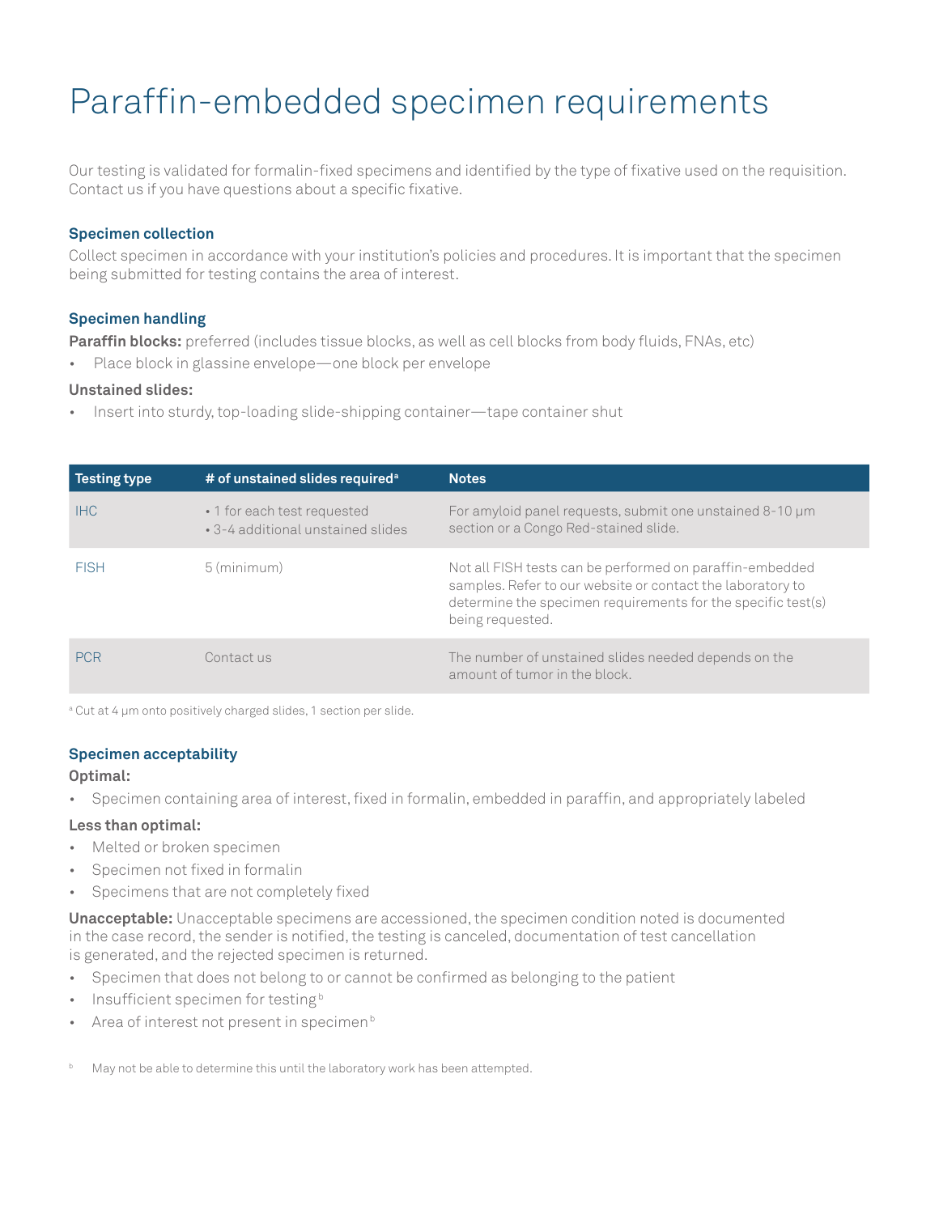# Paraffin-embedded specimen requirements

Our testing is validated for formalin-fixed specimens and identified by the type of fixative used on the requisition. Contact us if you have questions about a specific fixative.

### Specimen collection

Collect specimen in accordance with your institution's policies and procedures. It is important that the specimen being submitted for testing contains the area of interest.

### Specimen handling

**Paraffin blocks:** preferred (includes tissue blocks, as well as cell blocks from body fluids, FNAs, etc)

- Place block in glassine envelope—one block per envelope

**Unstained slides:**

- Insert into sturdy, top-loading slide-shipping container—tape container shut

| Testing type | # of unstained slides required[a] | Notes |
| --- | --- | --- |
| IHC | • 1 for each test requested<br>• 3-4 additional unstained slides | For amyloid panel requests, submit one unstained 8-10 μm section or a Congo Red-stained slide. |
| FISH | 5 (minimum) | Not all FISH tests can be performed on paraffin-embedded samples. Refer to our website or contact the laboratory to determine the specimen requirements for the specific test(s) being requested. |
| PCR | Contact us | The number of unstained slides needed depends on the amount of tumor in the block. |

[a] Cut at 4 μm onto positively charged slides, 1 section per slide.

### Specimen acceptability

**Optimal:**

- Specimen containing area of interest, fixed in formalin, embedded in paraffin, and appropriately labeled

**Less than optimal:**

- Melted or broken specimen
- Specimen not fixed in formalin
- Specimens that are not completely fixed

**Unacceptable:** Unacceptable specimens are accessioned, the specimen condition noted is documented in the case record, the sender is notified, the testing is canceled, documentation of test cancellation is generated, and the rejected specimen is returned.

- Specimen that does not belong to or cannot be confirmed as belonging to the patient
- Insufficient specimen for testing[b]
- Area of interest not present in specimen[b]

[b] May not be able to determine this until the laboratory work has been attempted.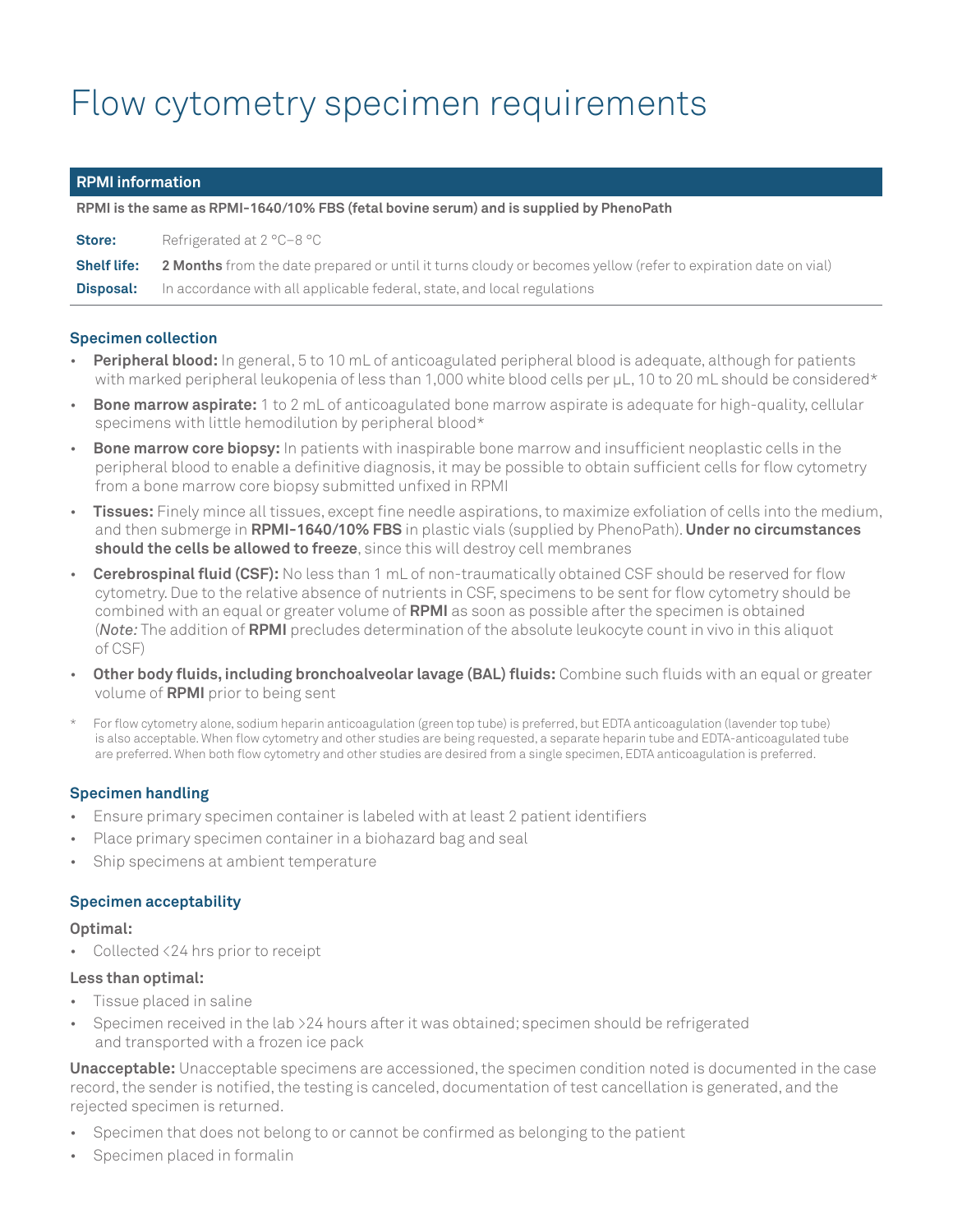# Flow cytometry specimen requirements

| RPMI information | |
|---|---|
| **RPMI is the same as RPMI-1640/10% FBS (fetal bovine serum) and is supplied by PhenoPath** | |
| **Store:** | Refrigerated at 2 °C–8 °C |
| **Shelf life:** | **2 Months** from the date prepared or until it turns cloudy or becomes yellow (refer to expiration date on vial) |
| **Disposal:** | In accordance with all applicable federal, state, and local regulations |

### Specimen collection

- **Peripheral blood:** In general, 5 to 10 mL of anticoagulated peripheral blood is adequate, although for patients with marked peripheral leukopenia of less than 1,000 white blood cells per µL, 10 to 20 mL should be considered*
- **Bone marrow aspirate:** 1 to 2 mL of anticoagulated bone marrow aspirate is adequate for high-quality, cellular specimens with little hemodilution by peripheral blood*
- **Bone marrow core biopsy:** In patients with inaspirable bone marrow and insufficient neoplastic cells in the peripheral blood to enable a definitive diagnosis, it may be possible to obtain sufficient cells for flow cytometry from a bone marrow core biopsy submitted unfixed in RPMI
- **Tissues:** Finely mince all tissues, except fine needle aspirations, to maximize exfoliation of cells into the medium, and then submerge in **RPMI-1640/10% FBS** in plastic vials (supplied by PhenoPath). **Under no circumstances should the cells be allowed to freeze**, since this will destroy cell membranes
- **Cerebrospinal fluid (CSF):** No less than 1 mL of non-traumatically obtained CSF should be reserved for flow cytometry. Due to the relative absence of nutrients in CSF, specimens to be sent for flow cytometry should be combined with an equal or greater volume of **RPMI** as soon as possible after the specimen is obtained (*Note:* The addition of **RPMI** precludes determination of the absolute leukocyte count in vivo in this aliquot of CSF)
- **Other body fluids, including bronchoalveolar lavage (BAL) fluids:** Combine such fluids with an equal or greater volume of **RPMI** prior to being sent

\* For flow cytometry alone, sodium heparin anticoagulation (green top tube) is preferred, but EDTA anticoagulation (lavender top tube) is also acceptable. When flow cytometry and other studies are being requested, a separate heparin tube and EDTA-anticoagulated tube are preferred. When both flow cytometry and other studies are desired from a single specimen, EDTA anticoagulation is preferred.

### Specimen handling

- Ensure primary specimen container is labeled with at least 2 patient identifiers
- Place primary specimen container in a biohazard bag and seal
- Ship specimens at ambient temperature

### Specimen acceptability

**Optimal:**

- Collected <24 hrs prior to receipt

**Less than optimal:**

- Tissue placed in saline
- Specimen received in the lab >24 hours after it was obtained; specimen should be refrigerated and transported with a frozen ice pack

**Unacceptable:** Unacceptable specimens are accessioned, the specimen condition noted is documented in the case record, the sender is notified, the testing is canceled, documentation of test cancellation is generated, and the rejected specimen is returned.

- Specimen that does not belong to or cannot be confirmed as belonging to the patient
- Specimen placed in formalin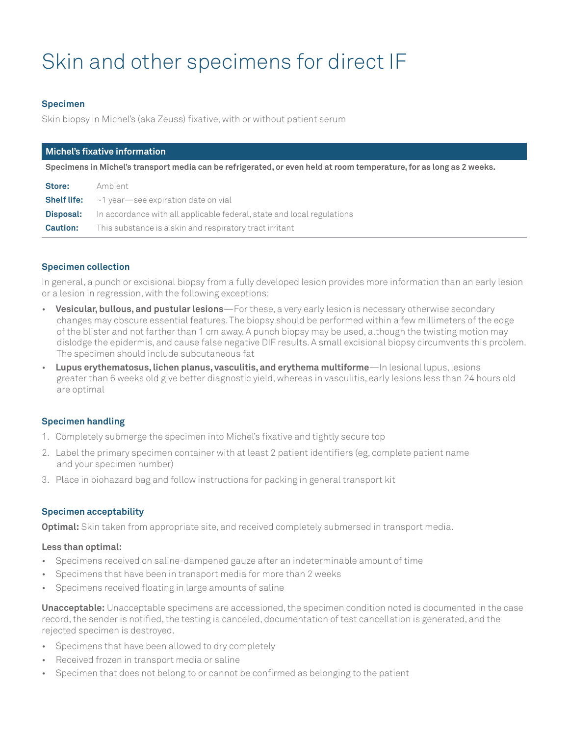# Skin and other specimens for direct IF

### Specimen

Skin biopsy in Michel's (aka Zeuss) fixative, with or without patient serum

### Michel's fixative information

**Specimens in Michel's transport media can be refrigerated, or even held at room temperature, for as long as 2 weeks.**

| | |
|---|---|
| **Store:** | Ambient |
| **Shelf life:** | ~1 year—see expiration date on vial |
| **Disposal:** | In accordance with all applicable federal, state and local regulations |
| **Caution:** | This substance is a skin and respiratory tract irritant |

### Specimen collection

In general, a punch or excisional biopsy from a fully developed lesion provides more information than an early lesion or a lesion in regression, with the following exceptions:

- **Vesicular, bullous, and pustular lesions**—For these, a very early lesion is necessary otherwise secondary changes may obscure essential features. The biopsy should be performed within a few millimeters of the edge of the blister and not farther than 1 cm away. A punch biopsy may be used, although the twisting motion may dislodge the epidermis, and cause false negative DIF results. A small excisional biopsy circumvents this problem. The specimen should include subcutaneous fat
- **Lupus erythematosus, lichen planus, vasculitis, and erythema multiforme**—In lesional lupus, lesions greater than 6 weeks old give better diagnostic yield, whereas in vasculitis, early lesions less than 24 hours old are optimal

### Specimen handling

1. Completely submerge the specimen into Michel's fixative and tightly secure top
2. Label the primary specimen container with at least 2 patient identifiers (eg, complete patient name and your specimen number)
3. Place in biohazard bag and follow instructions for packing in general transport kit

### Specimen acceptability

**Optimal:** Skin taken from appropriate site, and received completely submersed in transport media.

**Less than optimal:**

- Specimens received on saline-dampened gauze after an indeterminable amount of time
- Specimens that have been in transport media for more than 2 weeks
- Specimens received floating in large amounts of saline

**Unacceptable:** Unacceptable specimens are accessioned, the specimen condition noted is documented in the case record, the sender is notified, the testing is canceled, documentation of test cancellation is generated, and the rejected specimen is destroyed.

- Specimens that have been allowed to dry completely
- Received frozen in transport media or saline
- Specimen that does not belong to or cannot be confirmed as belonging to the patient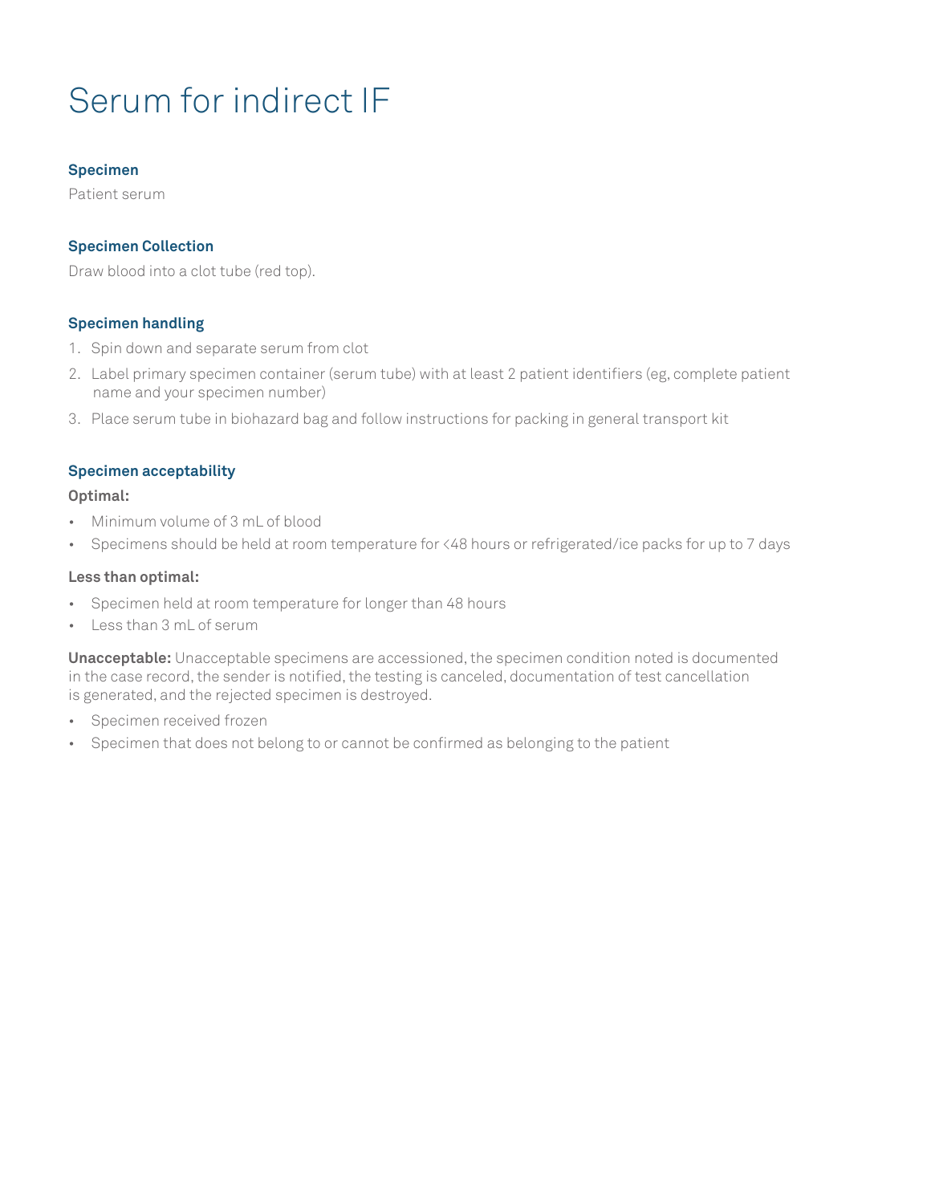# Serum for indirect IF

### Specimen

Patient serum

### Specimen Collection

Draw blood into a clot tube (red top).

### Specimen handling

1. Spin down and separate serum from clot
2. Label primary specimen container (serum tube) with at least 2 patient identifiers (eg, complete patient name and your specimen number)
3. Place serum tube in biohazard bag and follow instructions for packing in general transport kit

### Specimen acceptability

**Optimal:**

- Minimum volume of 3 mL of blood
- Specimens should be held at room temperature for <48 hours or refrigerated/ice packs for up to 7 days

**Less than optimal:**

- Specimen held at room temperature for longer than 48 hours
- Less than 3 mL of serum

**Unacceptable:** Unacceptable specimens are accessioned, the specimen condition noted is documented in the case record, the sender is notified, the testing is canceled, documentation of test cancellation is generated, and the rejected specimen is destroyed.

- Specimen received frozen
- Specimen that does not belong to or cannot be confirmed as belonging to the patient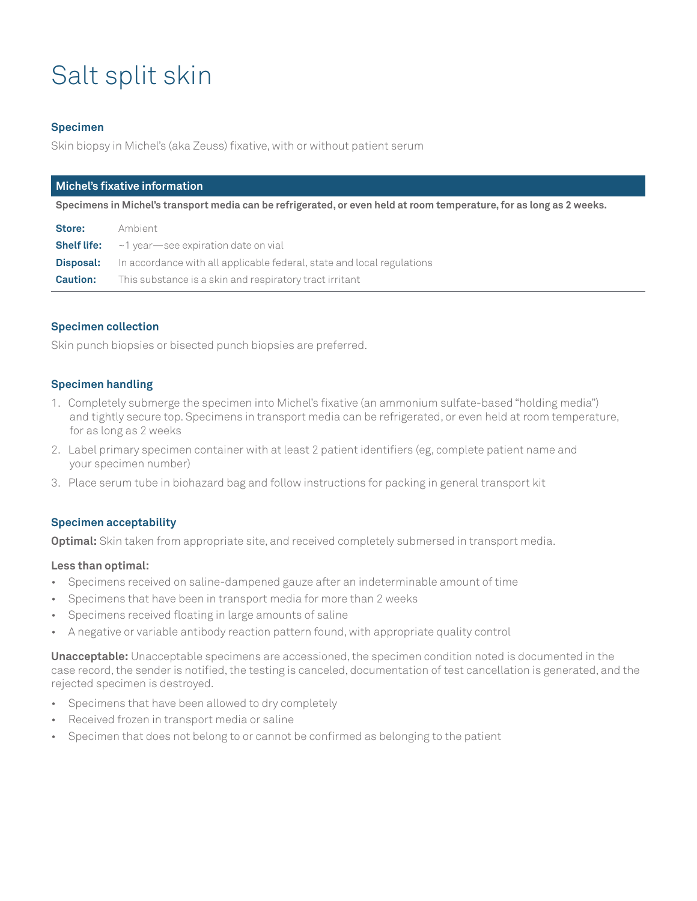# Salt split skin

### Specimen

Skin biopsy in Michel's (aka Zeuss) fixative, with or without patient serum

| Michel's fixative information | |
|---|---|
| **Specimens in Michel's transport media can be refrigerated, or even held at room temperature, for as long as 2 weeks.** | |
| **Store:** | Ambient |
| **Shelf life:** | ~1 year—see expiration date on vial |
| **Disposal:** | In accordance with all applicable federal, state and local regulations |
| **Caution:** | This substance is a skin and respiratory tract irritant |

### Specimen collection

Skin punch biopsies or bisected punch biopsies are preferred.

### Specimen handling

1. Completely submerge the specimen into Michel's fixative (an ammonium sulfate-based "holding media") and tightly secure top. Specimens in transport media can be refrigerated, or even held at room temperature, for as long as 2 weeks
2. Label primary specimen container with at least 2 patient identifiers (eg, complete patient name and your specimen number)
3. Place serum tube in biohazard bag and follow instructions for packing in general transport kit

### Specimen acceptability

**Optimal:** Skin taken from appropriate site, and received completely submersed in transport media.

**Less than optimal:**

- Specimens received on saline-dampened gauze after an indeterminable amount of time
- Specimens that have been in transport media for more than 2 weeks
- Specimens received floating in large amounts of saline
- A negative or variable antibody reaction pattern found, with appropriate quality control

**Unacceptable:** Unacceptable specimens are accessioned, the specimen condition noted is documented in the case record, the sender is notified, the testing is canceled, documentation of test cancellation is generated, and the rejected specimen is destroyed.

- Specimens that have been allowed to dry completely
- Received frozen in transport media or saline
- Specimen that does not belong to or cannot be confirmed as belonging to the patient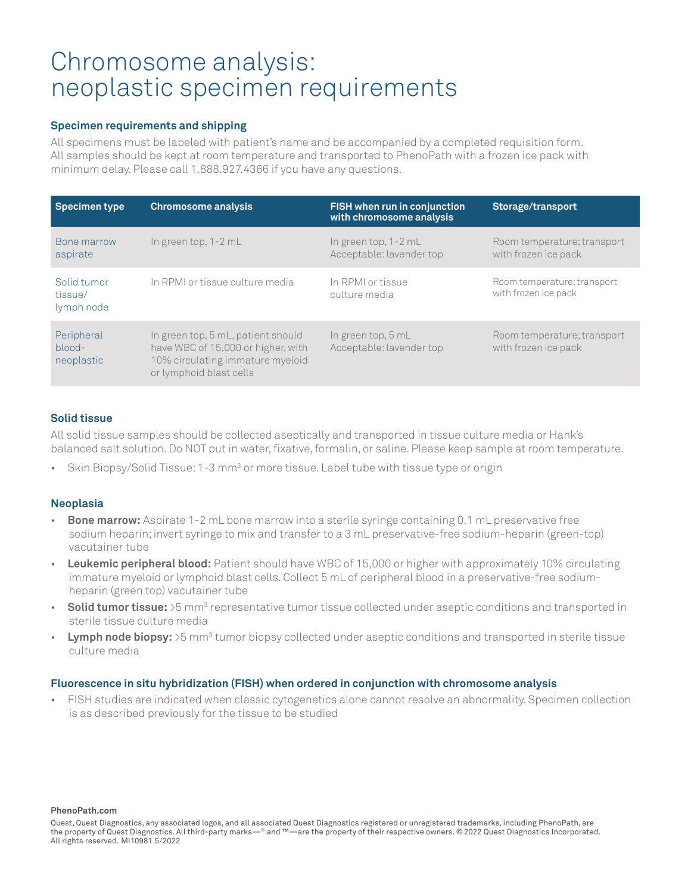# Chromosome analysis: neoplastic specimen requirements

### Specimen requirements and shipping

All specimens must be labeled with patient's name and be accompanied by a completed requisition form. All samples should be kept at room temperature and transported to PhenoPath with a frozen ice pack with minimum delay. Please call 1.888.927.4366 if you have any questions.

| Specimen type | Chromosome analysis | FISH when run in conjunction with chromosome analysis | Storage/transport |
|---|---|---|---|
| Bone marrow aspirate | In green top, 1-2 mL | In green top, 1-2 mL<br>Acceptable: lavender top | Room temperature; transport with frozen ice pack |
| Solid tumor tissue/ lymph node | In RPMI or tissue culture media | In RPMI or tissue culture media | Room temperature; transport with frozen ice pack |
| Peripheral blood-neoplastic | In green top, 5 mL, patient should have WBC of 15,000 or higher, with 10% circulating immature myeloid or lymphoid blast cells | In green top, 5 mL<br>Acceptable: lavender top | Room temperature; transport with frozen ice pack |

### Solid tissue

All solid tissue samples should be collected aseptically and transported in tissue culture media or Hank's balanced salt solution. Do NOT put in water, fixative, formalin, or saline. Please keep sample at room temperature.

- Skin Biopsy/Solid Tissue: 1-3 $mm^3$ or more tissue. Label tube with tissue type or origin

### Neoplasia

- **Bone marrow:** Aspirate 1-2 mL bone marrow into a sterile syringe containing 0.1 mL preservative free sodium heparin; invert syringe to mix and transfer to a 3 mL preservative-free sodium-heparin (green-top) vacutainer tube
- **Leukemic peripheral blood:** Patient should have WBC of 15,000 or higher with approximately 10% circulating immature myeloid or lymphoid blast cells. Collect 5 mL of peripheral blood in a preservative-free sodium-heparin (green top) vacutainer tube
- **Solid tumor tissue:** >5 $mm^3$ representative tumor tissue collected under aseptic conditions and transported in sterile tissue culture media
- **Lymph node biopsy:** >5 $mm^3$ tumor biopsy collected under aseptic conditions and transported in sterile tissue culture media

### Fluorescence in situ hybridization (FISH) when ordered in conjunction with chromosome analysis

- FISH studies are indicated when classic cytogenetics alone cannot resolve an abnormality. Specimen collection is as described previously for the tissue to be studied

**PhenoPath.com**

Quest, Quest Diagnostics, any associated logos, and all associated Quest Diagnostics registered or unregistered trademarks, including PhenoPath, are the property of Quest Diagnostics. All third-party marks—® and ™—are the property of their respective owners. © 2022 Quest Diagnostics Incorporated. All rights reserved. MI10981 5/2022